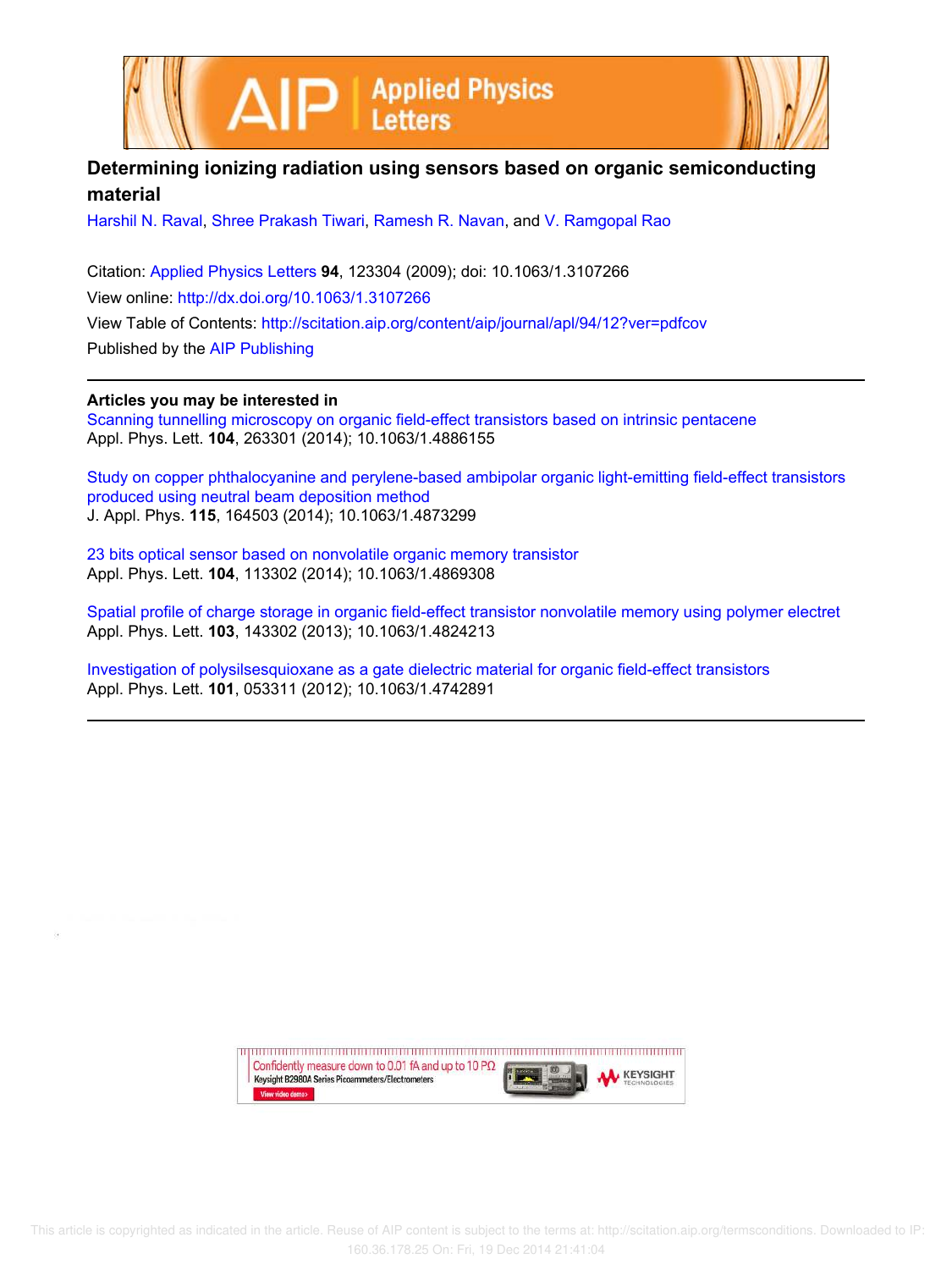# Determining ionizing radiation using sensors based on organic semiconducting material

Harshil N. Raval, Shree Prakash Tiwari, Ramesh R. Navan, and V. Ramgopal Rao

Citation: Applied Physics Letters **94**, 123304 (2009); doi: 10.1063/1.3107266

View online: http://dx.doi.org/10.1063/1.3107266

View Table of Contents: http://scitation.aip.org/content/aip/journal/apl/94/12?ver=pdfcov

Published by the AIP Publishing

---

**Articles you may be interested in**

Scanning tunnelling microscopy on organic field-effect transistors based on intrinsic pentacene
Appl. Phys. Lett. **104**, 263301 (2014); 10.1063/1.4886155

Study on copper phthalocyanine and perylene-based ambipolar organic light-emitting field-effect transistors produced using neutral beam deposition method
J. Appl. Phys. **115**, 164503 (2014); 10.1063/1.4873299

23 bits optical sensor based on nonvolatile organic memory transistor
Appl. Phys. Lett. **104**, 113302 (2014); 10.1063/1.4869308

Spatial profile of charge storage in organic field-effect transistor nonvolatile memory using polymer electret
Appl. Phys. Lett. **103**, 143302 (2013); 10.1063/1.4824213

Investigation of polysilsesquioxane as a gate dielectric material for organic field-effect transistors
Appl. Phys. Lett. **101**, 053311 (2012); 10.1063/1.4742891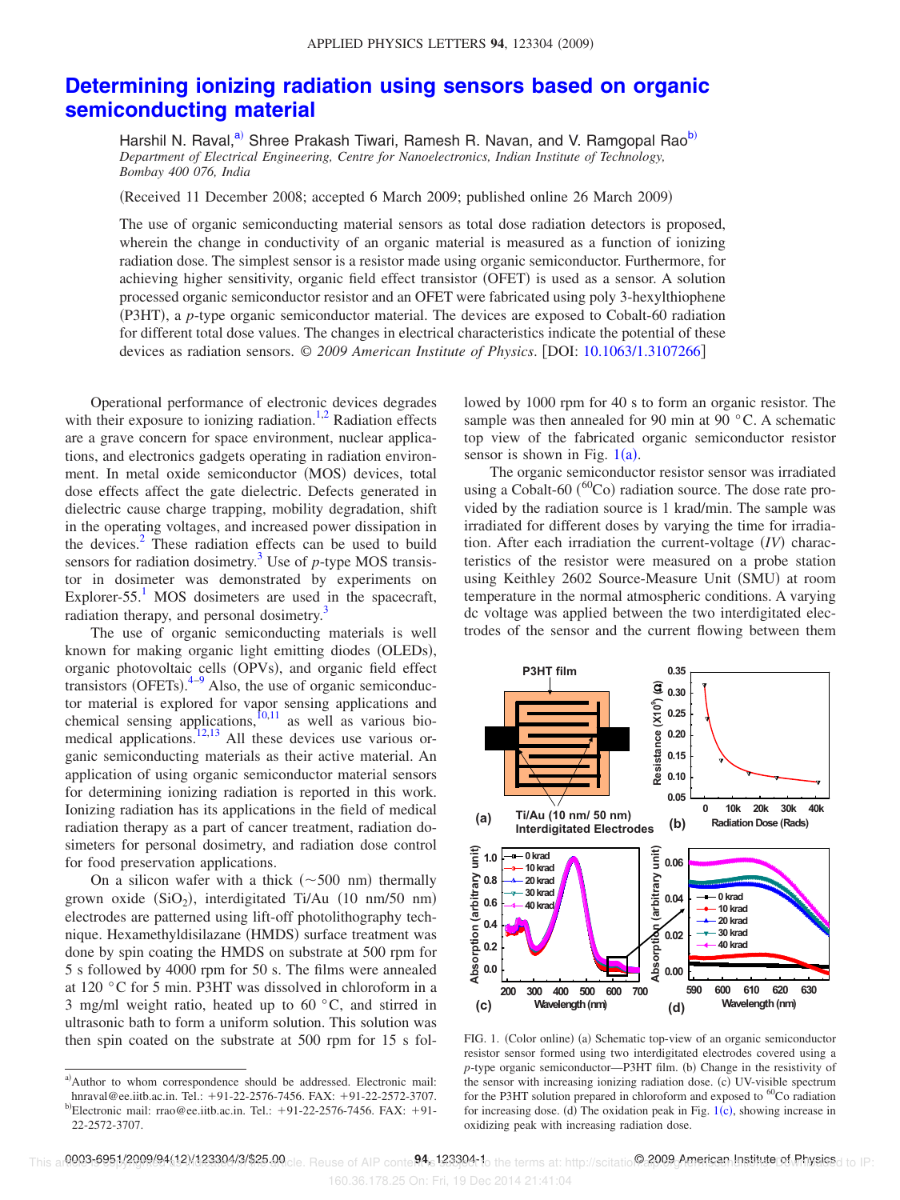# Determining ionizing radiation using sensors based on organic semiconducting material

Harshil N. Raval,[a] Shree Prakash Tiwari, Ramesh R. Navan, and V. Ramgopal Rao[b]

*Department of Electrical Engineering, Centre for Nanoelectronics, Indian Institute of Technology, Bombay 400 076, India*

(Received 11 December 2008; accepted 6 March 2009; published online 26 March 2009)

The use of organic semiconducting material sensors as total dose radiation detectors is proposed, wherein the change in conductivity of an organic material is measured as a function of ionizing radiation dose. The simplest sensor is a resistor made using organic semiconductor. Furthermore, for achieving higher sensitivity, organic field effect transistor (OFET) is used as a sensor. A solution processed organic semiconductor resistor and an OFET were fabricated using poly 3-hexylthiophene (P3HT), a *p*-type organic semiconductor material. The devices are exposed to Cobalt-60 radiation for different total dose values. The changes in electrical characteristics indicate the potential of these devices as radiation sensors. © *2009 American Institute of Physics*. [DOI: 10.1063/1.3107266]

Operational performance of electronic devices degrades with their exposure to ionizing radiation.[1,2] Radiation effects are a grave concern for space environment, nuclear applications, and electronics gadgets operating in radiation environment. In metal oxide semiconductor (MOS) devices, total dose effects affect the gate dielectric. Defects generated in dielectric cause charge trapping, mobility degradation, shift in the operating voltages, and increased power dissipation in the devices.[2] These radiation effects can be used to build sensors for radiation dosimetry.[3] Use of *p*-type MOS transistor in dosimeter was demonstrated by experiments on Explorer-55.[1] MOS dosimeters are used in the spacecraft, radiation therapy, and personal dosimetry.[3]

The use of organic semiconducting materials is well known for making organic light emitting diodes (OLEDs), organic photovoltaic cells (OPVs), and organic field effect transistors (OFETs).[4–9] Also, the use of organic semiconductor material is explored for vapor sensing applications and chemical sensing applications,[10,11] as well as various biomedical applications.[12,13] All these devices use various organic semiconducting materials as their active material. An application of using organic semiconductor material sensors for determining ionizing radiation is reported in this work. Ionizing radiation has its applications in the field of medical radiation therapy as a part of cancer treatment, radiation dosimeters for personal dosimetry, and radiation dose control for food preservation applications.

On a silicon wafer with a thick (~500 nm) thermally grown oxide ($SiO_2$), interdigitated Ti/Au (10 nm/50 nm) electrodes are patterned using lift-off photolithography technique. Hexamethyldisilazane (HMDS) surface treatment was done by spin coating the HMDS on substrate at 500 rpm for 5 s followed by 4000 rpm for 50 s. The films were annealed at 120 °C for 5 min. P3HT was dissolved in chloroform in a 3 mg/ml weight ratio, heated up to 60 °C, and stirred in ultrasonic bath to form a uniform solution. This solution was then spin coated on the substrate at 500 rpm for 15 s followed by 1000 rpm for 40 s to form an organic resistor. The sample was then annealed for 90 min at 90 °C. A schematic top view of the fabricated organic semiconductor resistor sensor is shown in Fig. 1(a).

The organic semiconductor resistor sensor was irradiated using a Cobalt-60 ($^{60}$Co) radiation source. The dose rate provided by the radiation source is 1 krad/min. The sample was irradiated for different doses by varying the time for irradiation. After each irradiation the current-voltage (*IV*) characteristics of the resistor were measured on a probe station using Keithley 2602 Source-Measure Unit (SMU) at room temperature in the normal atmospheric conditions. A varying dc voltage was applied between the two interdigitated electrodes of the sensor and the current flowing between them

FIG. 1. (Color online) (a) Schematic top-view of an organic semiconductor resistor sensor formed using two interdigitated electrodes covered using a *p*-type organic semiconductor—P3HT film. (b) Change in the resistivity of the sensor with increasing ionizing radiation dose. (c) UV-visible spectrum for the P3HT solution prepared in chloroform and exposed to $^{60}$Co radiation for increasing dose. (d) The oxidation peak in Fig. 1(c), showing increase in oxidizing peak with increasing radiation dose.

---

[a] Author to whom correspondence should be addressed. Electronic mail: hnraval@ee.iitb.ac.in. Tel.: +91-22-2576-7456. FAX: +91-22-2572-3707.

[b] Electronic mail: rrao@ee.iitb.ac.in. Tel.: +91-22-2576-7456. FAX: +91-22-2572-3707.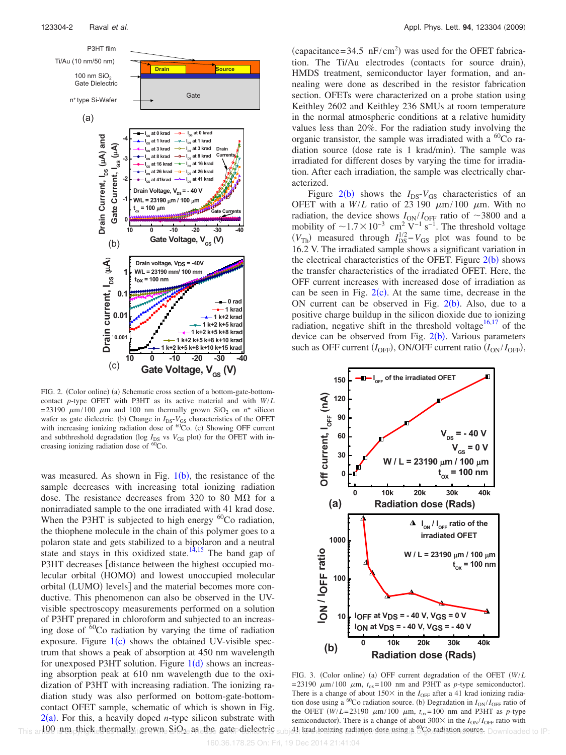FIG. 2. (Color online) (a) Schematic cross section of a bottom-gate-bottom-contact *p*-type OFET with P3HT as its active material and with $W/L = 23190\ \mu\text{m}/100\ \mu\text{m}$ and 100 nm thermally grown $SiO_2$ on $n^+$ silicon wafer as gate dielectric. (b) Change in $I_{DS}$-$V_{GS}$ characteristics of the OFET with increasing ionizing radiation dose of $^{60}$Co. (c) Showing OFF current and subthreshold degradation (log $I_{DS}$ vs $V_{GS}$ plot) for the OFET with increasing ionizing radiation dose of $^{60}$Co.

was measured. As shown in Fig. 1(b), the resistance of the sample decreases with increasing total ionizing radiation dose. The resistance decreases from 320 to 80 MΩ for a nonirradiated sample to the one irradiated with 41 krad dose. When the P3HT is subjected to high energy $^{60}$Co radiation, the thiophene molecule in the chain of this polymer goes to a polaron state and gets stabilized to a bipolaron and a neutral state and stays in this oxidized state.[14,15] The band gap of P3HT decreases [distance between the highest occupied molecular orbital (HOMO) and lowest unoccupied molecular orbital (LUMO) levels] and the material becomes more conductive. This phenomenon can also be observed in the UV-visible spectroscopy measurements performed on a solution of P3HT prepared in chloroform and subjected to an increasing dose of $^{60}$Co radiation by varying the time of radiation exposure. Figure 1(c) shows the obtained UV-visible spectrum that shows a peak of absorption at 450 nm wavelength for unexposed P3HT solution. Figure 1(d) shows an increasing absorption peak at 610 nm wavelength due to the oxidization of P3HT with increasing radiation. The ionizing radiation study was also performed on bottom-gate-bottom-contact OFET sample, schematic of which is shown in Fig. 2(a). For this, a heavily doped *n*-type silicon substrate with 100 nm thick thermally grown $SiO_2$ as the gate dielectric (capacitance $= 34.5\ \text{nF/cm}^2$) was used for the OFET fabrication. The Ti/Au electrodes (contacts for source drain), HMDS treatment, semiconductor layer formation, and annealing were done as described in the resistor fabrication section. OFETs were characterized on a probe station using Keithley 2602 and Keithley 236 SMUs at room temperature in the normal atmospheric conditions at a relative humidity values less than 20%. For the radiation study involving the organic transistor, the sample was irradiated with a $^{60}$Co radiation source (dose rate is 1 krad/min). The sample was irradiated for different doses by varying the time for irradiation. After each irradiation, the sample was electrically characterized.

Figure 2(b) shows the $I_{DS}$-$V_{GS}$ characteristics of an OFET with a $W/L$ ratio of $23\,190\ \mu\text{m}/100\ \mu\text{m}$. With no radiation, the device shows $I_{ON}/I_{OFF}$ ratio of ~3800 and a mobility of $\sim 1.7 \times 10^{-3}\ \text{cm}^2\ \text{V}^{-1}\ \text{s}^{-1}$. The threshold voltage ($V_{Th}$) measured through $I_{DS}^{1/2} - V_{GS}$ plot was found to be 16.2 V. The irradiated sample shows a significant variation in the electrical characteristics of the OFET. Figure 2(b) shows the transfer characteristics of the irradiated OFET. Here, the OFF current increases with increased dose of irradiation as can be seen in Fig. 2(c). At the same time, decrease in the ON current can be observed in Fig. 2(b). Also, due to a positive charge buildup in the silicon dioxide due to ionizing radiation, negative shift in the threshold voltage[16,17] of the device can be observed from Fig. 2(b). Various parameters such as OFF current ($I_{OFF}$), ON/OFF current ratio ($I_{ON}/I_{OFF}$),

FIG. 3. (Color online) (a) OFF current degradation of the OFET ($W/L = 23190\ \mu\text{m}/100\ \mu\text{m}$, $t_{ox} = 100$ nm and P3HT as *p*-type semiconductor). There is a change of about 150× in the $I_{OFF}$ after a 41 krad ionizing radiation dose using a $^{60}$Co radiation source. (b) Degradation in $I_{ON}/I_{OFF}$ ratio of the OFET ($W/L = 23190\ \mu\text{m}/100\ \mu\text{m}$, $t_{ox} = 100$ nm and P3HT as *p*-type semiconductor). There is a change of about 300× in the $I_{ON}/I_{OFF}$ ratio with 41 krad ionizing radiation dose using a $^{60}$Co radiation source.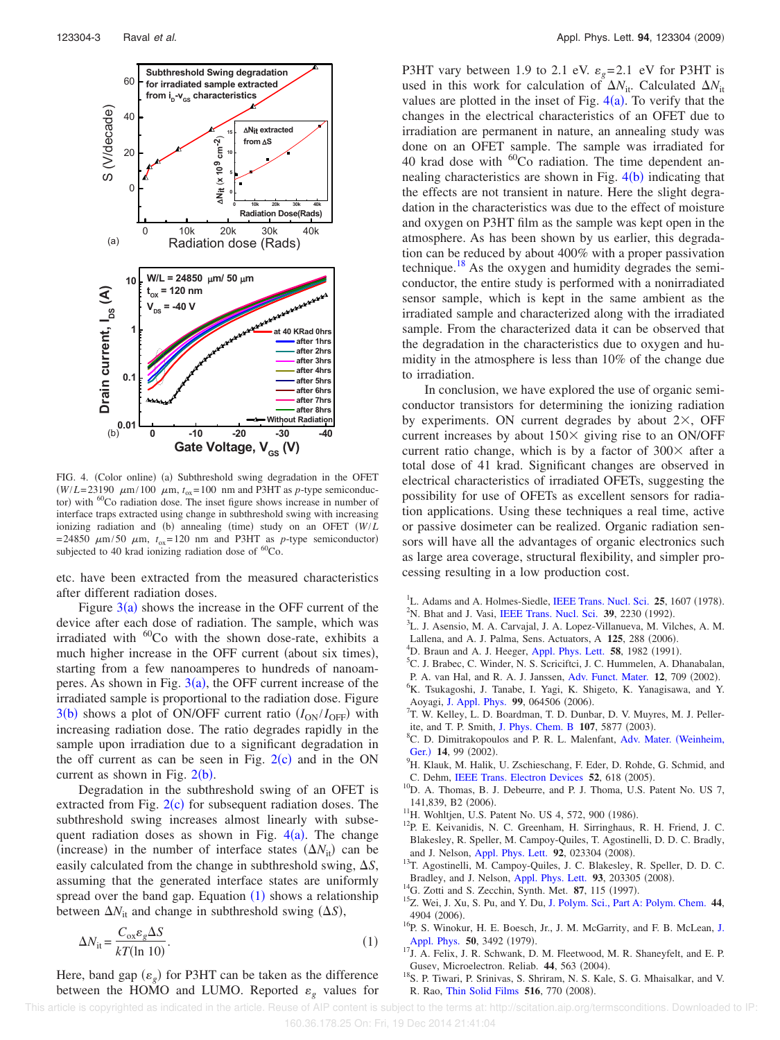Subthreshold Swing degradation for irradiated sample extracted from $i_D$-$v_{GS}$ characteristics

S (V/decade)

60
40
20
0

0
10k
20k
30k
40k

(a)

Radiation dose (Rads)

$\Delta N_{it}$ extracted from $\Delta S$

$\Delta N_{it}$ (x $10^9$ cm$^{-2}$)

15
10
5
0

0
10k
20k
30k
40k

Radiation Dose(Rads)

W/L = 24850 μm/ 50 μm

$t_{ox}$ = 120 nm

$V_{DS}$ = -40 V

Drain current, $I_{DS}$ (A)

10
1
0.1
0.01

(b)

0
-10
-20
-30
-40

Gate Voltage, $V_{GS}$ (V)

at 40 KRad 0hrs
after 1hrs
after 2hrs
after 3hrs
after 4hrs
after 5hrs
after 6hrs
after 7hrs
after 8hrs
Without Radiation

FIG. 4. (Color online) (a) Subthreshold swing degradation in the OFET ($W/L$=23190 μm/100 μm, $t_{ox}$=100 nm and P3HT as $p$-type semiconductor) with $^{60}$Co radiation dose. The inset figure shows increase in number of interface traps extracted using change in subthreshold swing with increasing ionizing radiation and (b) annealing (time) study on an OFET ($W/L$=24850 μm/50 μm, $t_{ox}$=120 nm and P3HT as $p$-type semiconductor) subjected to 40 krad ionizing radiation dose of $^{60}$Co.

etc. have been extracted from the measured characteristics after different radiation doses.

Figure 3(a) shows the increase in the OFF current of the device after each dose of radiation. The sample, which was irradiated with $^{60}$Co with the shown dose-rate, exhibits a much higher increase in the OFF current (about six times), starting from a few nanoamperes to hundreds of nanoamperes. As shown in Fig. 3(a), the OFF current increase of the irradiated sample is proportional to the radiation dose. Figure 3(b) shows a plot of ON/OFF current ratio ($I_{ON}/I_{OFF}$) with increasing radiation dose. The ratio degrades rapidly in the sample upon irradiation due to a significant degradation in the off current as can be seen in Fig. 2(c) and in the ON current as shown in Fig. 2(b).

Degradation in the subthreshold swing of an OFET is extracted from Fig. 2(c) for subsequent radiation doses. The subthreshold swing increases almost linearly with subsequent radiation doses as shown in Fig. 4(a). The change (increase) in the number of interface states ($\Delta N_{it}$) can be easily calculated from the change in subthreshold swing, $\Delta S$, assuming that the generated interface states are uniformly spread over the band gap. Equation (1) shows a relationship between $\Delta N_{it}$ and change in subthreshold swing ($\Delta S$),

$$\Delta N_{it} = \frac{C_{ox}\varepsilon_g \Delta S}{kT(\ln 10)}. \tag{1}$$

Here, band gap ($\varepsilon_g$) for P3HT can be taken as the difference between the HOMO and LUMO. Reported $\varepsilon_g$ values for P3HT vary between 1.9 to 2.1 eV. $\varepsilon_g$=2.1 eV for P3HT is used in this work for calculation of $\Delta N_{it}$. Calculated $\Delta N_{it}$ values are plotted in the inset of Fig. 4(a). To verify that the changes in the electrical characteristics of an OFET due to irradiation are permanent in nature, an annealing study was done on an OFET sample. The sample was irradiated for 40 krad dose with $^{60}$Co radiation. The time dependent annealing characteristics are shown in Fig. 4(b) indicating that the effects are not transient in nature. Here the slight degradation in the characteristics was due to the effect of moisture and oxygen on P3HT film as the sample was kept open in the atmosphere. As has been shown by us earlier, this degradation can be reduced by about 400% with a proper passivation technique.[18] As the oxygen and humidity degrades the semiconductor, the entire study is performed with a nonirradiated sensor sample, which is kept in the same ambient as the irradiated sample and characterized along with the irradiated sample. From the characterized data it can be observed that the degradation in the characteristics due to oxygen and humidity in the atmosphere is less than 10% of the change due to irradiation.

In conclusion, we have explored the use of organic semiconductor transistors for determining the ionizing radiation by experiments. ON current degrades by about 2×, OFF current increases by about 150× giving rise to an ON/OFF current ratio change, which is by a factor of 300× after a total dose of 41 krad. Significant changes are observed in electrical characteristics of irradiated OFETs, suggesting the possibility for use of OFETs as excellent sensors for radiation applications. Using these techniques a real time, active or passive dosimeter can be realized. Organic radiation sensors will have all the advantages of organic electronics such as large area coverage, structural flexibility, and simpler processing resulting in a low production cost.

[1] L. Adams and A. Holmes-Siedle, IEEE Trans. Nucl. Sci. **25**, 1607 (1978).
[2] N. Bhat and J. Vasi, IEEE Trans. Nucl. Sci. **39**, 2230 (1992).
[3] L. J. Asensio, M. A. Carvajal, J. A. Lopez-Villanueva, M. Vilches, A. M. Lallena, and A. J. Palma, Sens. Actuators, A **125**, 288 (2006).
[4] D. Braun and A. J. Heeger, Appl. Phys. Lett. **58**, 1982 (1991).
[5] C. J. Brabec, C. Winder, N. S. Sciriciftci, J. C. Hummelen, A. Dhanabalan, P. A. van Hal, and R. A. J. Janssen, Adv. Funct. Mater. **12**, 709 (2002).
[6] K. Tsukagoshi, J. Tanabe, I. Yagi, K. Shigeto, K. Yanagisawa, and Y. Aoyagi, J. Appl. Phys. **99**, 064506 (2006).
[7] T. W. Kelley, L. D. Boardman, T. D. Dunbar, D. V. Muyres, M. J. Pellerite, and T. P. Smith, J. Phys. Chem. B **107**, 5877 (2003).
[8] C. D. Dimitrakopoulos and P. R. L. Malenfant, Adv. Mater. (Weinheim, Ger.) **14**, 99 (2002).
[9] H. Klauk, M. Halik, U. Zschieschang, F. Eder, D. Rohde, G. Schmid, and C. Dehm, IEEE Trans. Electron Devices **52**, 618 (2005).
[10] D. A. Thomas, B. J. Debeurre, and P. J. Thoma, U.S. Patent No. US 7, 141,839, B2 (2006).
[11] H. Wohltjen, U.S. Patent No. US 4, 572, 900 (1986).
[12] P. E. Keivanidis, N. C. Greenham, H. Sirringhaus, R. H. Friend, J. C. Blakesley, R. Speller, M. Campoy-Quiles, T. Agostinelli, D. D. C. Bradly, and J. Nelson, Appl. Phys. Lett. **92**, 023304 (2008).
[13] T. Agostinelli, M. Campoy-Quiles, J. C. Blakesley, R. Speller, D. D. C. Bradley, and J. Nelson, Appl. Phys. Lett. **93**, 203305 (2008).
[14] G. Zotti and S. Zecchin, Synth. Met. **87**, 115 (1997).
[15] Z. Wei, J. Xu, S. Pu, and Y. Du, J. Polym. Sci., Part A: Polym. Chem. **44**, 4904 (2006).
[16] P. S. Winokur, H. E. Boesch, Jr., J. M. McGarrity, and F. B. McLean, J. Appl. Phys. **50**, 3492 (1979).
[17] J. A. Felix, J. R. Schwank, D. M. Fleetwood, M. R. Shaneyfelt, and E. P. Gusev, Microelectron. Reliab. **44**, 563 (2004).
[18] S. P. Tiwari, P. Srinivas, S. Shriram, N. S. Kale, S. G. Mhaisalkar, and V. R. Rao, Thin Solid Films **516**, 770 (2008).